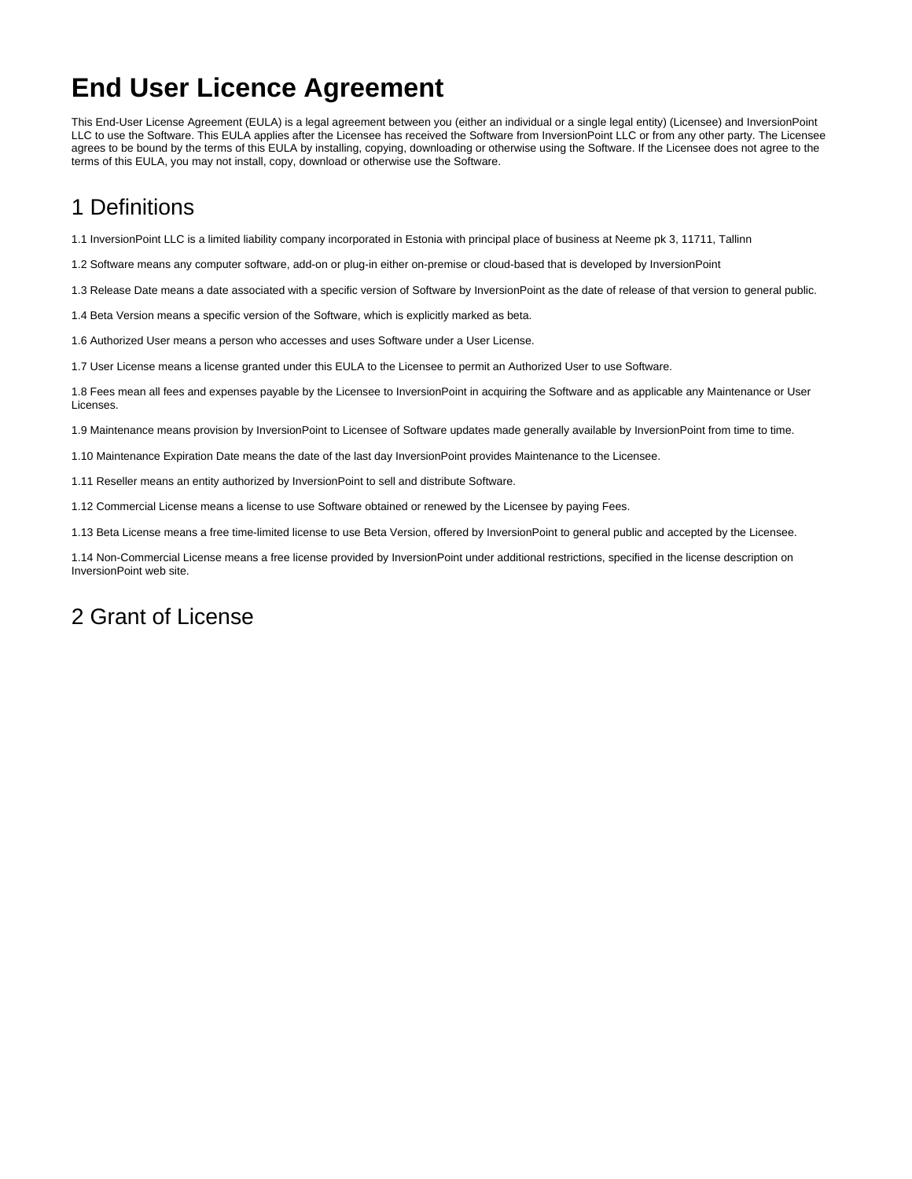# End User Licence Agreement

This End-User License Agreement (EULA) is a legal agreement between you (either an individual or a single legal entity) (Licensee) and InversionPoint LLC to use the Software. This EULA applies after the Licensee has received the Software from InversionPoint LLC or from any other party. The Licensee agrees to be bound by the terms of this EULA by installing, copying, downloading or otherwise using the Software. If the Licensee does not agree to the terms of this EULA, you may not install, copy, download or otherwise use the Software.

## 1 Definitions

1.1 InversionPoint LLC is a limited liability company incorporated in Estonia with principal place of business at Neeme pk 3, 11711, Tallinn

1.2 Software means any computer software, add-on or plug-in either on-premise or cloud-based that is developed by InversionPoint

1.3 Release Date means a date associated with a specific version of Software by InversionPoint as the date of release of that version to general public.

1.4 Beta Version means a specific version of the Software, which is explicitly marked as beta.

1.6 Authorized User means a person who accesses and uses Software under a User License.

1.7 User License means a license granted under this EULA to the Licensee to permit an Authorized User to use Software.

1.8 Fees mean all fees and expenses payable by the Licensee to InversionPoint in acquiring the Software and as applicable any Maintenance or User Licenses.

1.9 Maintenance means provision by InversionPoint to Licensee of Software updates made generally available by InversionPoint from time to time.

1.10 Maintenance Expiration Date means the date of the last day InversionPoint provides Maintenance to the Licensee.

1.11 Reseller means an entity authorized by InversionPoint to sell and distribute Software.

1.12 Commercial License means a license to use Software obtained or renewed by the Licensee by paying Fees.

1.13 Beta License means a free time-limited license to use Beta Version, offered by InversionPoint to general public and accepted by the Licensee.

1.14 Non-Commercial License means a free license provided by InversionPoint under additional restrictions, specified in the license description on InversionPoint web site.

## 2 Grant of License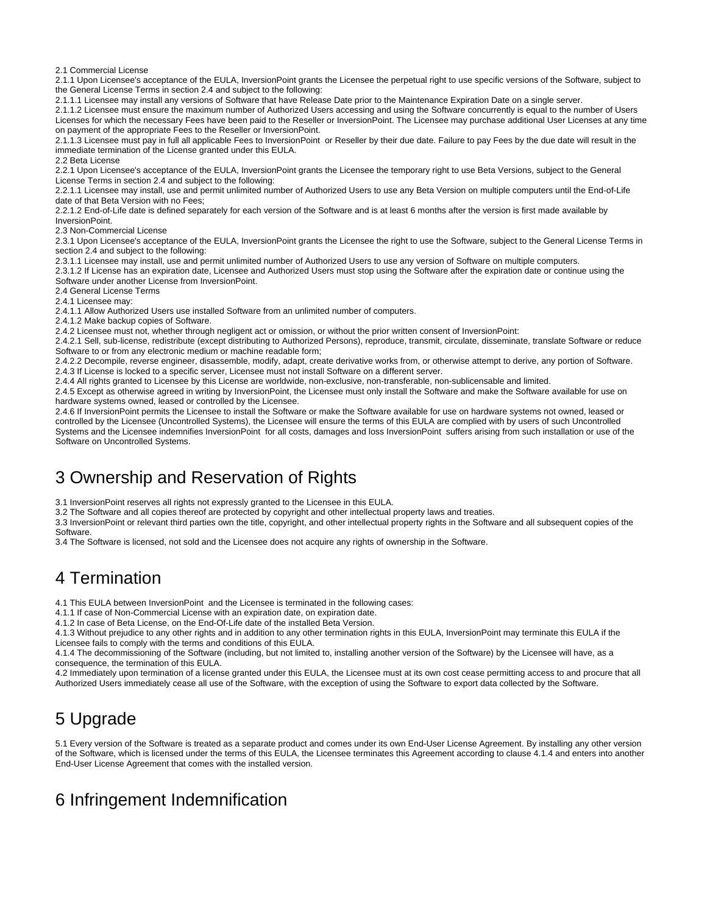2.1 Commercial License

2.1.1 Upon Licensee's acceptance of the EULA, InversionPoint grants the Licensee the perpetual right to use specific versions of the Software, subject to the General License Terms in section 2.4 and subject to the following:

2.1.1.1 Licensee may install any versions of Software that have Release Date prior to the Maintenance Expiration Date on a single server.

2.1.1.2 Licensee must ensure the maximum number of Authorized Users accessing and using the Software concurrently is equal to the number of Users Licenses for which the necessary Fees have been paid to the Reseller or InversionPoint. The Licensee may purchase additional User Licenses at any time on payment of the appropriate Fees to the Reseller or InversionPoint.

2.1.1.3 Licensee must pay in full all applicable Fees to InversionPoint or Reseller by their due date. Failure to pay Fees by the due date will result in the immediate termination of the License granted under this EULA.

2.2 Beta License

2.2.1 Upon Licensee's acceptance of the EULA, InversionPoint grants the Licensee the temporary right to use Beta Versions, subject to the General License Terms in section 2.4 and subject to the following:

2.2.1.1 Licensee may install, use and permit unlimited number of Authorized Users to use any Beta Version on multiple computers until the End-of-Life date of that Beta Version with no Fees;

2.2.1.2 End-of-Life date is defined separately for each version of the Software and is at least 6 months after the version is first made available by InversionPoint.

2.3 Non-Commercial License

2.3.1 Upon Licensee's acceptance of the EULA, InversionPoint grants the Licensee the right to use the Software, subject to the General License Terms in section 2.4 and subject to the following:

2.3.1.1 Licensee may install, use and permit unlimited number of Authorized Users to use any version of Software on multiple computers.

2.3.1.2 If License has an expiration date, Licensee and Authorized Users must stop using the Software after the expiration date or continue using the Software under another License from InversionPoint.

2.4 General License Terms

2.4.1 Licensee may:

2.4.1.1 Allow Authorized Users use installed Software from an unlimited number of computers.

2.4.1.2 Make backup copies of Software.

2.4.2 Licensee must not, whether through negligent act or omission, or without the prior written consent of InversionPoint:

2.4.2.1 Sell, sub-license, redistribute (except distributing to Authorized Persons), reproduce, transmit, circulate, disseminate, translate Software or reduce Software to or from any electronic medium or machine readable form;

2.4.2.2 Decompile, reverse engineer, disassemble, modify, adapt, create derivative works from, or otherwise attempt to derive, any portion of Software.

2.4.3 If License is locked to a specific server, Licensee must not install Software on a different server.

2.4.4 All rights granted to Licensee by this License are worldwide, non-exclusive, non-transferable, non-sublicensable and limited.

2.4.5 Except as otherwise agreed in writing by InversionPoint, the Licensee must only install the Software and make the Software available for use on hardware systems owned, leased or controlled by the Licensee.

2.4.6 If InversionPoint permits the Licensee to install the Software or make the Software available for use on hardware systems not owned, leased or controlled by the Licensee (Uncontrolled Systems), the Licensee will ensure the terms of this EULA are complied with by users of such Uncontrolled Systems and the Licensee indemnifies InversionPoint for all costs, damages and loss InversionPoint suffers arising from such installation or use of the Software on Uncontrolled Systems.

# 3 Ownership and Reservation of Rights

3.1 InversionPoint reserves all rights not expressly granted to the Licensee in this EULA.

3.2 The Software and all copies thereof are protected by copyright and other intellectual property laws and treaties.

3.3 InversionPoint or relevant third parties own the title, copyright, and other intellectual property rights in the Software and all subsequent copies of the Software.

3.4 The Software is licensed, not sold and the Licensee does not acquire any rights of ownership in the Software.

# 4 Termination

4.1 This EULA between InversionPoint and the Licensee is terminated in the following cases:

4.1.1 If case of Non-Commercial License with an expiration date, on expiration date.

4.1.2 In case of Beta License, on the End-Of-Life date of the installed Beta Version.

4.1.3 Without prejudice to any other rights and in addition to any other termination rights in this EULA, InversionPoint may terminate this EULA if the Licensee fails to comply with the terms and conditions of this EULA.

4.1.4 The decommissioning of the Software (including, but not limited to, installing another version of the Software) by the Licensee will have, as a consequence, the termination of this EULA.

4.2 Immediately upon termination of a license granted under this EULA, the Licensee must at its own cost cease permitting access to and procure that all Authorized Users immediately cease all use of the Software, with the exception of using the Software to export data collected by the Software.

# 5 Upgrade

5.1 Every version of the Software is treated as a separate product and comes under its own End-User License Agreement. By installing any other version of the Software, which is licensed under the terms of this EULA, the Licensee terminates this Agreement according to clause 4.1.4 and enters into another End-User License Agreement that comes with the installed version.

# 6 Infringement Indemnification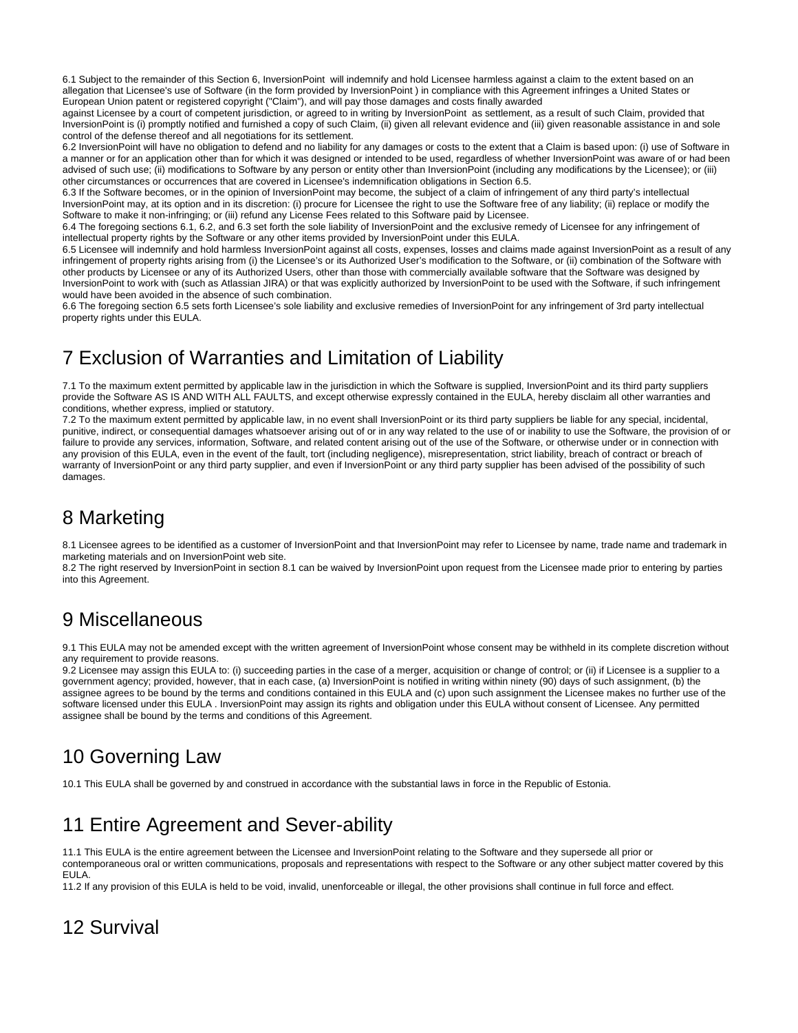6.1 Subject to the remainder of this Section 6, InversionPoint will indemnify and hold Licensee harmless against a claim to the extent based on an allegation that Licensee's use of Software (in the form provided by InversionPoint ) in compliance with this Agreement infringes a United States or European Union patent or registered copyright ("Claim"), and will pay those damages and costs finally awarded against Licensee by a court of competent jurisdiction, or agreed to in writing by InversionPoint as settlement, as a result of such Claim, provided that InversionPoint is (i) promptly notified and furnished a copy of such Claim, (ii) given all relevant evidence and (iii) given reasonable assistance in and sole control of the defense thereof and all negotiations for its settlement.
6.2 InversionPoint will have no obligation to defend and no liability for any damages or costs to the extent that a Claim is based upon: (i) use of Software in a manner or for an application other than for which it was designed or intended to be used, regardless of whether InversionPoint was aware of or had been advised of such use; (ii) modifications to Software by any person or entity other than InversionPoint (including any modifications by the Licensee); or (iii) other circumstances or occurrences that are covered in Licensee's indemnification obligations in Section 6.5.
6.3 If the Software becomes, or in the opinion of InversionPoint may become, the subject of a claim of infringement of any third party's intellectual InversionPoint may, at its option and in its discretion: (i) procure for Licensee the right to use the Software free of any liability; (ii) replace or modify the Software to make it non-infringing; or (iii) refund any License Fees related to this Software paid by Licensee.
6.4 The foregoing sections 6.1, 6.2, and 6.3 set forth the sole liability of InversionPoint and the exclusive remedy of Licensee for any infringement of intellectual property rights by the Software or any other items provided by InversionPoint under this EULA.
6.5 Licensee will indemnify and hold harmless InversionPoint against all costs, expenses, losses and claims made against InversionPoint as a result of any infringement of property rights arising from (i) the Licensee's or its Authorized User's modification to the Software, or (ii) combination of the Software with other products by Licensee or any of its Authorized Users, other than those with commercially available software that the Software was designed by InversionPoint to work with (such as Atlassian JIRA) or that was explicitly authorized by InversionPoint to be used with the Software, if such infringement would have been avoided in the absence of such combination.
6.6 The foregoing section 6.5 sets forth Licensee's sole liability and exclusive remedies of InversionPoint for any infringement of 3rd party intellectual property rights under this EULA.

# 7 Exclusion of Warranties and Limitation of Liability

7.1 To the maximum extent permitted by applicable law in the jurisdiction in which the Software is supplied, InversionPoint and its third party suppliers provide the Software AS IS AND WITH ALL FAULTS, and except otherwise expressly contained in the EULA, hereby disclaim all other warranties and conditions, whether express, implied or statutory.
7.2 To the maximum extent permitted by applicable law, in no event shall InversionPoint or its third party suppliers be liable for any special, incidental, punitive, indirect, or consequential damages whatsoever arising out of or in any way related to the use of or inability to use the Software, the provision of or failure to provide any services, information, Software, and related content arising out of the use of the Software, or otherwise under or in connection with any provision of this EULA, even in the event of the fault, tort (including negligence), misrepresentation, strict liability, breach of contract or breach of warranty of InversionPoint or any third party supplier, and even if InversionPoint or any third party supplier has been advised of the possibility of such damages.

# 8 Marketing

8.1 Licensee agrees to be identified as a customer of InversionPoint and that InversionPoint may refer to Licensee by name, trade name and trademark in marketing materials and on InversionPoint web site.
8.2 The right reserved by InversionPoint in section 8.1 can be waived by InversionPoint upon request from the Licensee made prior to entering by parties into this Agreement.

# 9 Miscellaneous

9.1 This EULA may not be amended except with the written agreement of InversionPoint whose consent may be withheld in its complete discretion without any requirement to provide reasons.
9.2 Licensee may assign this EULA to: (i) succeeding parties in the case of a merger, acquisition or change of control; or (ii) if Licensee is a supplier to a government agency; provided, however, that in each case, (a) InversionPoint is notified in writing within ninety (90) days of such assignment, (b) the assignee agrees to be bound by the terms and conditions contained in this EULA and (c) upon such assignment the Licensee makes no further use of the software licensed under this EULA . InversionPoint may assign its rights and obligation under this EULA without consent of Licensee. Any permitted assignee shall be bound by the terms and conditions of this Agreement.

# 10 Governing Law

10.1 This EULA shall be governed by and construed in accordance with the substantial laws in force in the Republic of Estonia.

# 11 Entire Agreement and Sever-ability

11.1 This EULA is the entire agreement between the Licensee and InversionPoint relating to the Software and they supersede all prior or contemporaneous oral or written communications, proposals and representations with respect to the Software or any other subject matter covered by this EULA.
11.2 If any provision of this EULA is held to be void, invalid, unenforceable or illegal, the other provisions shall continue in full force and effect.

# 12 Survival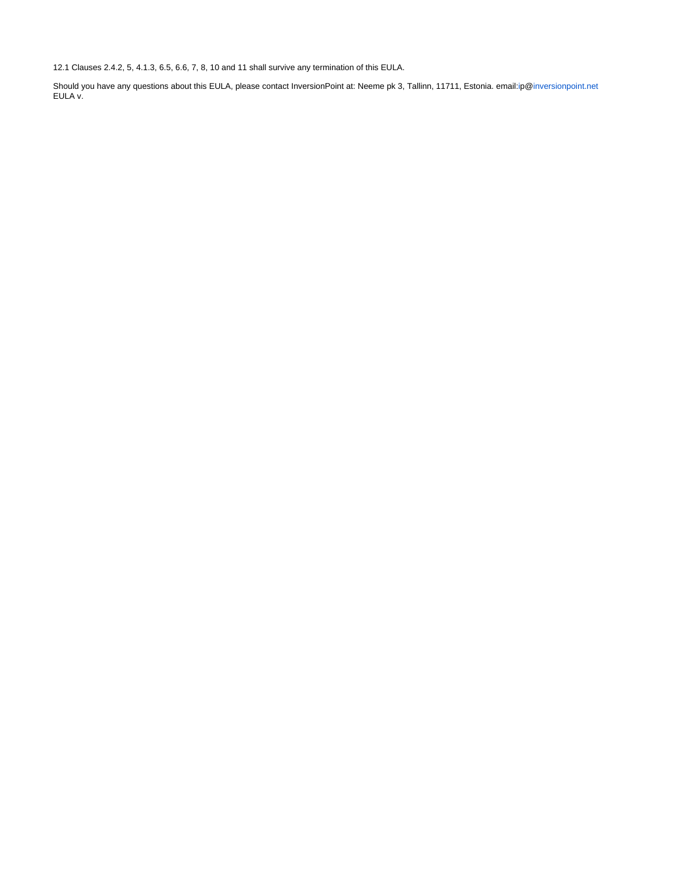12.1 Clauses 2.4.2, 5, 4.1.3, 6.5, 6.6, 7, 8, 10 and 11 shall survive any termination of this EULA.

Should you have any questions about this EULA, please contact InversionPoint at: Neeme pk 3, Tallinn, 11711, Estonia. email:ip@inversionpoint.net
EULA v.